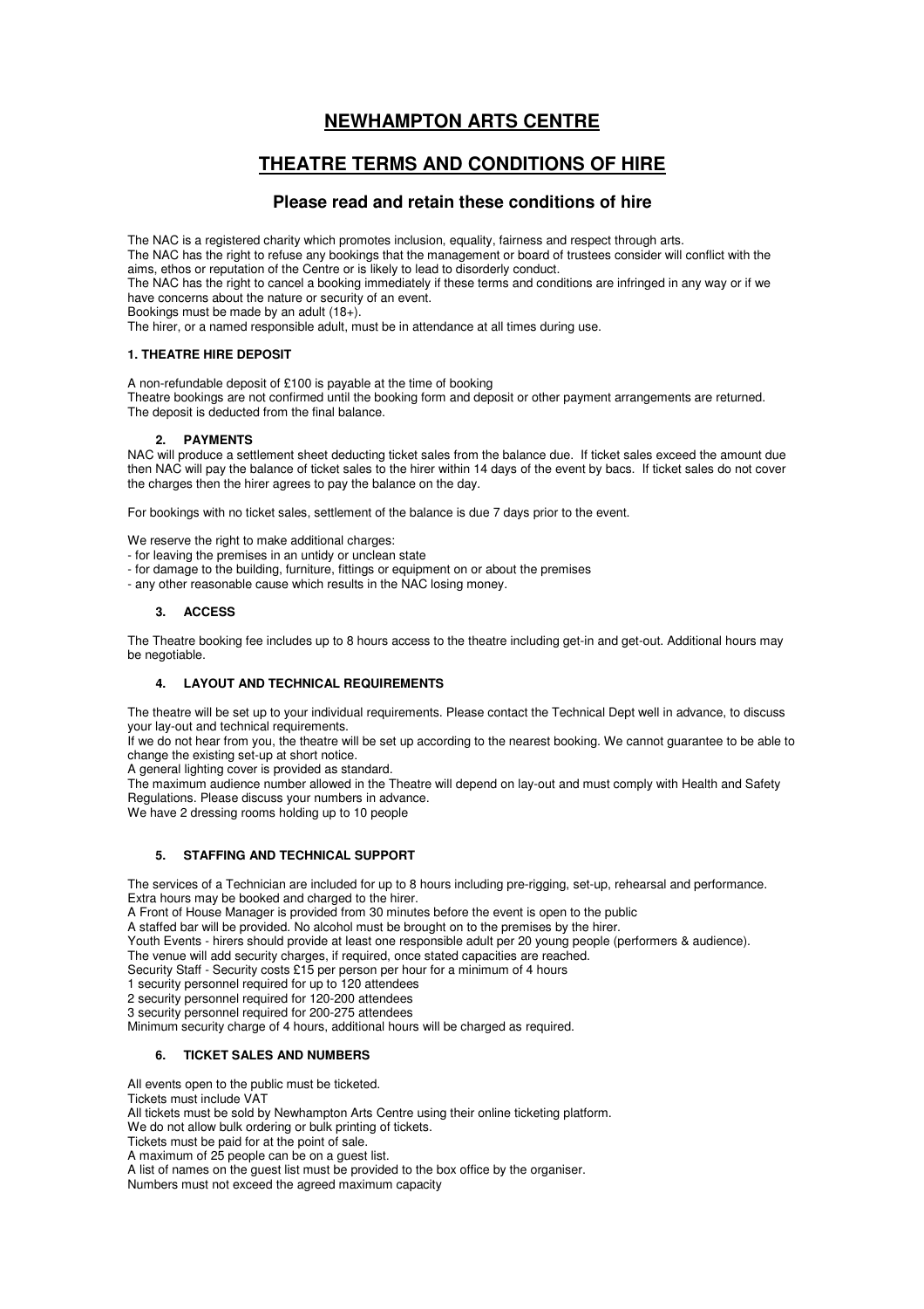# NEWHAMPTON ARTS CENTRE

# THEATRE TERMS AND CONDITIONS OF HIRE

## Please read and retain these conditions of hire

The NAC is a registered charity which promotes inclusion, equality, fairness and respect through arts.
The NAC has the right to refuse any bookings that the management or board of trustees consider will conflict with the aims, ethos or reputation of the Centre or is likely to lead to disorderly conduct.
The NAC has the right to cancel a booking immediately if these terms and conditions are infringed in any way or if we have concerns about the nature or security of an event.
Bookings must be made by an adult (18+).
The hirer, or a named responsible adult, must be in attendance at all times during use.

### 1. THEATRE HIRE DEPOSIT

A non-refundable deposit of £100 is payable at the time of booking
Theatre bookings are not confirmed until the booking form and deposit or other payment arrangements are returned.
The deposit is deducted from the final balance.

### 2. PAYMENTS

NAC will produce a settlement sheet deducting ticket sales from the balance due. If ticket sales exceed the amount due then NAC will pay the balance of ticket sales to the hirer within 14 days of the event by bacs. If ticket sales do not cover the charges then the hirer agrees to pay the balance on the day.

For bookings with no ticket sales, settlement of the balance is due 7 days prior to the event.

We reserve the right to make additional charges:
- for leaving the premises in an untidy or unclean state
- for damage to the building, furniture, fittings or equipment on or about the premises
- any other reasonable cause which results in the NAC losing money.

### 3. ACCESS

The Theatre booking fee includes up to 8 hours access to the theatre including get-in and get-out. Additional hours may be negotiable.

### 4. LAYOUT AND TECHNICAL REQUIREMENTS

The theatre will be set up to your individual requirements. Please contact the Technical Dept well in advance, to discuss your lay-out and technical requirements.
If we do not hear from you, the theatre will be set up according to the nearest booking. We cannot guarantee to be able to change the existing set-up at short notice.
A general lighting cover is provided as standard.
The maximum audience number allowed in the Theatre will depend on lay-out and must comply with Health and Safety Regulations. Please discuss your numbers in advance.
We have 2 dressing rooms holding up to 10 people

### 5. STAFFING AND TECHNICAL SUPPORT

The services of a Technician are included for up to 8 hours including pre-rigging, set-up, rehearsal and performance. Extra hours may be booked and charged to the hirer.
A Front of House Manager is provided from 30 minutes before the event is open to the public
A staffed bar will be provided. No alcohol must be brought on to the premises by the hirer.
Youth Events - hirers should provide at least one responsible adult per 20 young people (performers & audience).
The venue will add security charges, if required, once stated capacities are reached.
Security Staff - Security costs £15 per person per hour for a minimum of 4 hours
1 security personnel required for up to 120 attendees
2 security personnel required for 120-200 attendees
3 security personnel required for 200-275 attendees
Minimum security charge of 4 hours, additional hours will be charged as required.

### 6. TICKET SALES AND NUMBERS

All events open to the public must be ticketed.
Tickets must include VAT
All tickets must be sold by Newhampton Arts Centre using their online ticketing platform.
We do not allow bulk ordering or bulk printing of tickets.
Tickets must be paid for at the point of sale.
A maximum of 25 people can be on a guest list.
A list of names on the guest list must be provided to the box office by the organiser.
Numbers must not exceed the agreed maximum capacity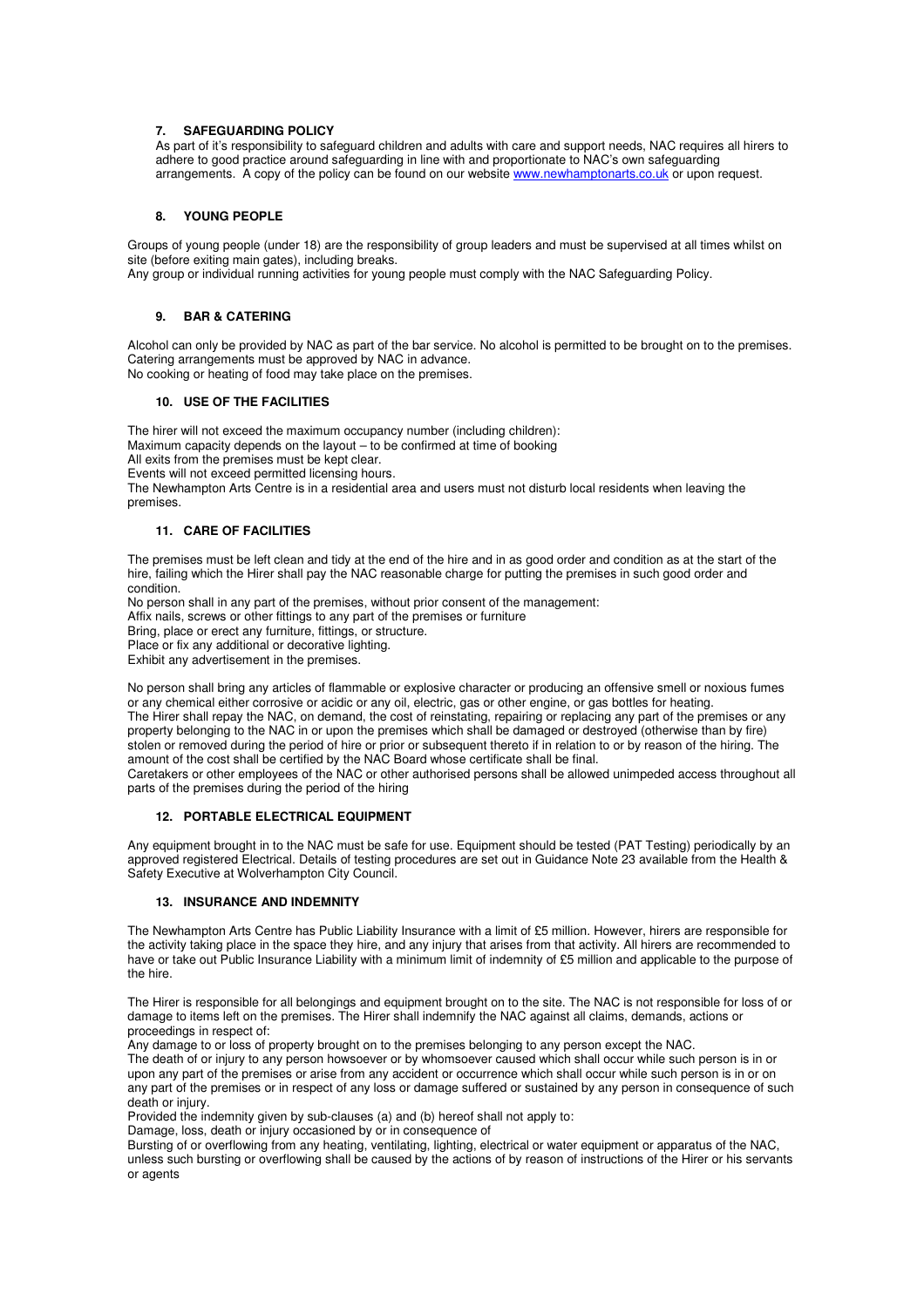## 7. SAFEGUARDING POLICY

As part of it's responsibility to safeguard children and adults with care and support needs, NAC requires all hirers to adhere to good practice around safeguarding in line with and proportionate to NAC's own safeguarding arrangements. A copy of the policy can be found on our website [www.newhamptonarts.co.uk](http://www.newhamptonarts.co.uk) or upon request.

## 8. YOUNG PEOPLE

Groups of young people (under 18) are the responsibility of group leaders and must be supervised at all times whilst on site (before exiting main gates), including breaks.
Any group or individual running activities for young people must comply with the NAC Safeguarding Policy.

## 9. BAR & CATERING

Alcohol can only be provided by NAC as part of the bar service. No alcohol is permitted to be brought on to the premises.
Catering arrangements must be approved by NAC in advance.
No cooking or heating of food may take place on the premises.

## 10. USE OF THE FACILITIES

The hirer will not exceed the maximum occupancy number (including children):
Maximum capacity depends on the layout – to be confirmed at time of booking
All exits from the premises must be kept clear.
Events will not exceed permitted licensing hours.
The Newhampton Arts Centre is in a residential area and users must not disturb local residents when leaving the premises.

## 11. CARE OF FACILITIES

The premises must be left clean and tidy at the end of the hire and in as good order and condition as at the start of the hire, failing which the Hirer shall pay the NAC reasonable charge for putting the premises in such good order and condition.
No person shall in any part of the premises, without prior consent of the management:
Affix nails, screws or other fittings to any part of the premises or furniture
Bring, place or erect any furniture, fittings, or structure.
Place or fix any additional or decorative lighting.
Exhibit any advertisement in the premises.

No person shall bring any articles of flammable or explosive character or producing an offensive smell or noxious fumes or any chemical either corrosive or acidic or any oil, electric, gas or other engine, or gas bottles for heating.
The Hirer shall repay the NAC, on demand, the cost of reinstating, repairing or replacing any part of the premises or any property belonging to the NAC in or upon the premises which shall be damaged or destroyed (otherwise than by fire) stolen or removed during the period of hire or prior or subsequent thereto if in relation to or by reason of the hiring. The amount of the cost shall be certified by the NAC Board whose certificate shall be final.
Caretakers or other employees of the NAC or other authorised persons shall be allowed unimpeded access throughout all parts of the premises during the period of the hiring

## 12. PORTABLE ELECTRICAL EQUIPMENT

Any equipment brought in to the NAC must be safe for use. Equipment should be tested (PAT Testing) periodically by an approved registered Electrical. Details of testing procedures are set out in Guidance Note 23 available from the Health & Safety Executive at Wolverhampton City Council.

## 13. INSURANCE AND INDEMNITY

The Newhampton Arts Centre has Public Liability Insurance with a limit of £5 million. However, hirers are responsible for the activity taking place in the space they hire, and any injury that arises from that activity. All hirers are recommended to have or take out Public Insurance Liability with a minimum limit of indemnity of £5 million and applicable to the purpose of the hire.

The Hirer is responsible for all belongings and equipment brought on to the site. The NAC is not responsible for loss of or damage to items left on the premises. The Hirer shall indemnify the NAC against all claims, demands, actions or proceedings in respect of:
Any damage to or loss of property brought on to the premises belonging to any person except the NAC.
The death of or injury to any person howsoever or by whomsoever caused which shall occur while such person is in or upon any part of the premises or arise from any accident or occurrence which shall occur while such person is in or on any part of the premises or in respect of any loss or damage suffered or sustained by any person in consequence of such death or injury.
Provided the indemnity given by sub-clauses (a) and (b) hereof shall not apply to:
Damage, loss, death or injury occasioned by or in consequence of
Bursting of or overflowing from any heating, ventilating, lighting, electrical or water equipment or apparatus of the NAC, unless such bursting or overflowing shall be caused by the actions of by reason of instructions of the Hirer or his servants or agents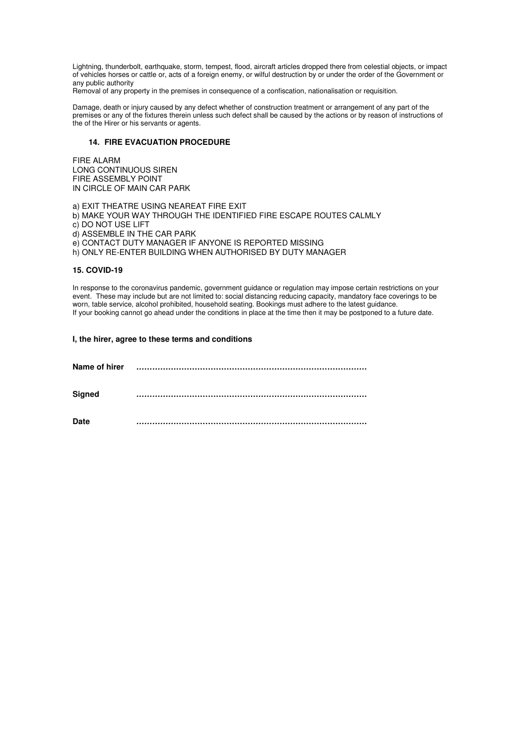Lightning, thunderbolt, earthquake, storm, tempest, flood, aircraft articles dropped there from celestial objects, or impact of vehicles horses or cattle or, acts of a foreign enemy, or wilful destruction by or under the order of the Government or any public authority
Removal of any property in the premises in consequence of a confiscation, nationalisation or requisition.

Damage, death or injury caused by any defect whether of construction treatment or arrangement of any part of the premises or any of the fixtures therein unless such defect shall be caused by the actions or by reason of instructions of the of the Hirer or his servants or agents.

### 14. FIRE EVACUATION PROCEDURE

FIRE ALARM
LONG CONTINUOUS SIREN
FIRE ASSEMBLY POINT
IN CIRCLE OF MAIN CAR PARK

a) EXIT THEATRE USING NEAREAT FIRE EXIT
b) MAKE YOUR WAY THROUGH THE IDENTIFIED FIRE ESCAPE ROUTES CALMLY
c) DO NOT USE LIFT
d) ASSEMBLE IN THE CAR PARK
e) CONTACT DUTY MANAGER IF ANYONE IS REPORTED MISSING
h) ONLY RE-ENTER BUILDING WHEN AUTHORISED BY DUTY MANAGER

### 15. COVID-19

In response to the coronavirus pandemic, government guidance or regulation may impose certain restrictions on your event. These may include but are not limited to: social distancing reducing capacity, mandatory face coverings to be worn, table service, alcohol prohibited, household seating. Bookings must adhere to the latest guidance.
If your booking cannot go ahead under the conditions in place at the time then it may be postponed to a future date.

**I, the hirer, agree to these terms and conditions**

**Name of hirer** ……………………………………………………………………………

**Signed** ……………………………………………………………………………

**Date** ……………………………………………………………………………